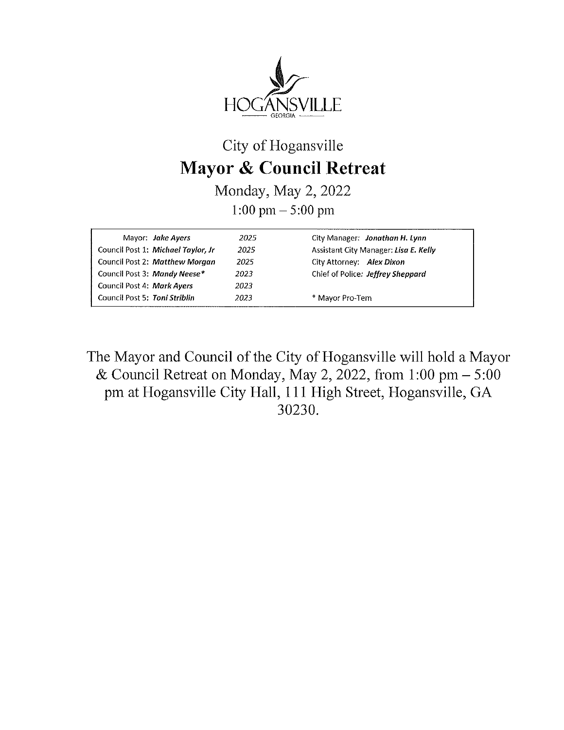HOGANSVILLE
GEORGIA

City of Hogansville

# Mayor & Council Retreat

Monday, May 2, 2022

1:00 pm – 5:00 pm

| | | |
|---|---|---|
| Mayor: ***Jake Ayers*** | *2025* | City Manager: ***Jonathan H. Lynn*** |
| Council Post 1: ***Michael Taylor, Jr*** | *2025* | Assistant City Manager: ***Lisa E. Kelly*** |
| Council Post 2: ***Matthew Morgan*** | *2025* | City Attorney: ***Alex Dixon*** |
| Council Post 3: ***Mandy Neese**** | *2023* | Chief of Police: ***Jeffrey Sheppard*** |
| Council Post 4: ***Mark Ayers*** | *2023* | |
| Council Post 5: ***Toni Striblin*** | *2023* | * Mayor Pro-Tem |

The Mayor and Council of the City of Hogansville will hold a Mayor & Council Retreat on Monday, May 2, 2022, from 1:00 pm – 5:00 pm at Hogansville City Hall, 111 High Street, Hogansville, GA 30230.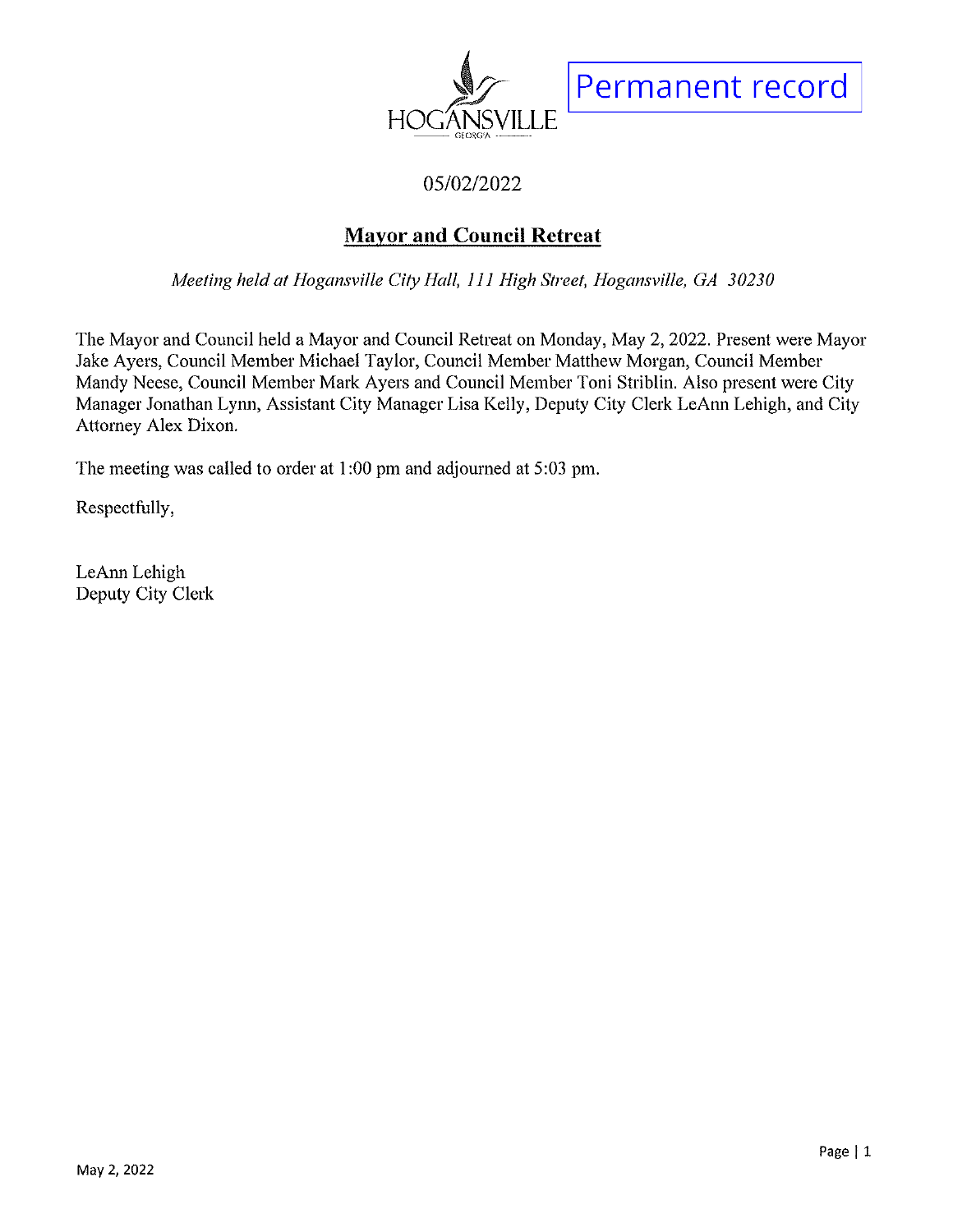Permanent record

05/02/2022

## Mayor and Council Retreat

*Meeting held at Hogansville City Hall, 111 High Street, Hogansville, GA 30230*

The Mayor and Council held a Mayor and Council Retreat on Monday, May 2, 2022. Present were Mayor Jake Ayers, Council Member Michael Taylor, Council Member Matthew Morgan, Council Member Mandy Neese, Council Member Mark Ayers and Council Member Toni Striblin. Also present were City Manager Jonathan Lynn, Assistant City Manager Lisa Kelly, Deputy City Clerk LeAnn Lehigh, and City Attorney Alex Dixon.

The meeting was called to order at 1:00 pm and adjourned at 5:03 pm.

Respectfully,

LeAnn Lehigh
Deputy City Clerk